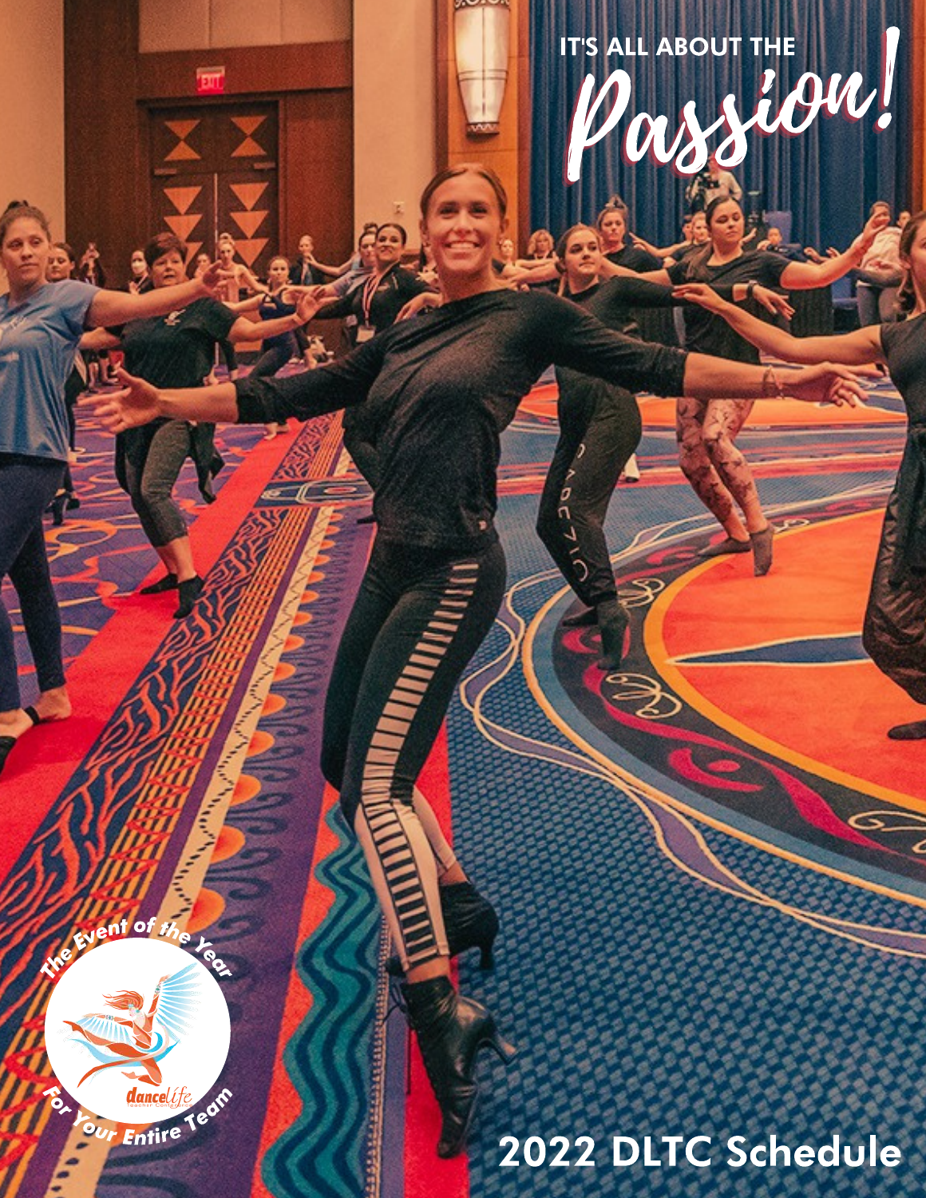IT'S ALL ABOUT THE

# Passion!

The Event of the Year

For Your Entire Team

dancelife Teacher Conference

## 2022 DLTC Schedule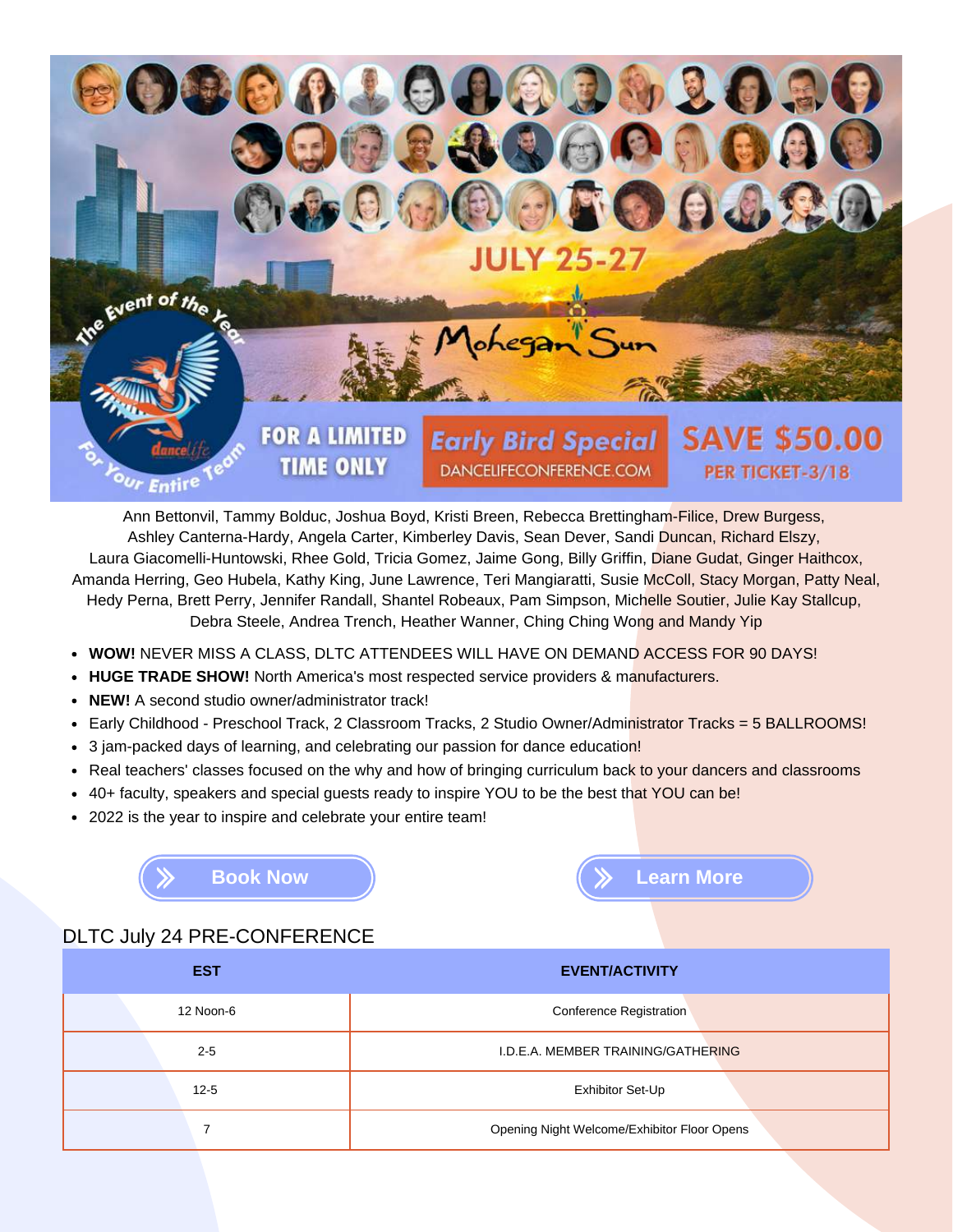JULY 25-27

Mohegan Sun

The Event of the Year

For Your Entire Team

dancelife

FOR A LIMITED TIME ONLY

Early Bird Special

DANCELIFECONFERENCE.COM

SAVE $50.00

PER TICKET-3/18

Ann Bettonvil, Tammy Bolduc, Joshua Boyd, Kristi Breen, Rebecca Brettingham-Filice, Drew Burgess, Ashley Canterna-Hardy, Angela Carter, Kimberley Davis, Sean Dever, Sandi Duncan, Richard Elszy, Laura Giacomelli-Huntowski, Rhee Gold, Tricia Gomez, Jaime Gong, Billy Griffin, Diane Gudat, Ginger Haithcox, Amanda Herring, Geo Hubela, Kathy King, June Lawrence, Teri Mangiaratti, Susie McColl, Stacy Morgan, Patty Neal, Hedy Perna, Brett Perry, Jennifer Randall, Shantel Robeaux, Pam Simpson, Michelle Soutier, Julie Kay Stallcup, Debra Steele, Andrea Trench, Heather Wanner, Ching Ching Wong and Mandy Yip

- **WOW!** NEVER MISS A CLASS, DLTC ATTENDEES WILL HAVE ON DEMAND ACCESS FOR 90 DAYS!
- **HUGE TRADE SHOW!** North America's most respected service providers & manufacturers.
- **NEW!** A second studio owner/administrator track!
- Early Childhood - Preschool Track, 2 Classroom Tracks, 2 Studio Owner/Administrator Tracks = 5 BALLROOMS!
- 3 jam-packed days of learning, and celebrating our passion for dance education!
- Real teachers' classes focused on the why and how of bringing curriculum back to your dancers and classrooms
- 40+ faculty, speakers and special guests ready to inspire YOU to be the best that YOU can be!
- 2022 is the year to inspire and celebrate your entire team!

Book Now

Learn More

## DLTC July 24 PRE-CONFERENCE

| EST | EVENT/ACTIVITY |
|---|---|
| 12 Noon-6 | Conference Registration |
| 2-5 | I.D.E.A. MEMBER TRAINING/GATHERING |
| 12-5 | Exhibitor Set-Up |
| 7 | Opening Night Welcome/Exhibitor Floor Opens |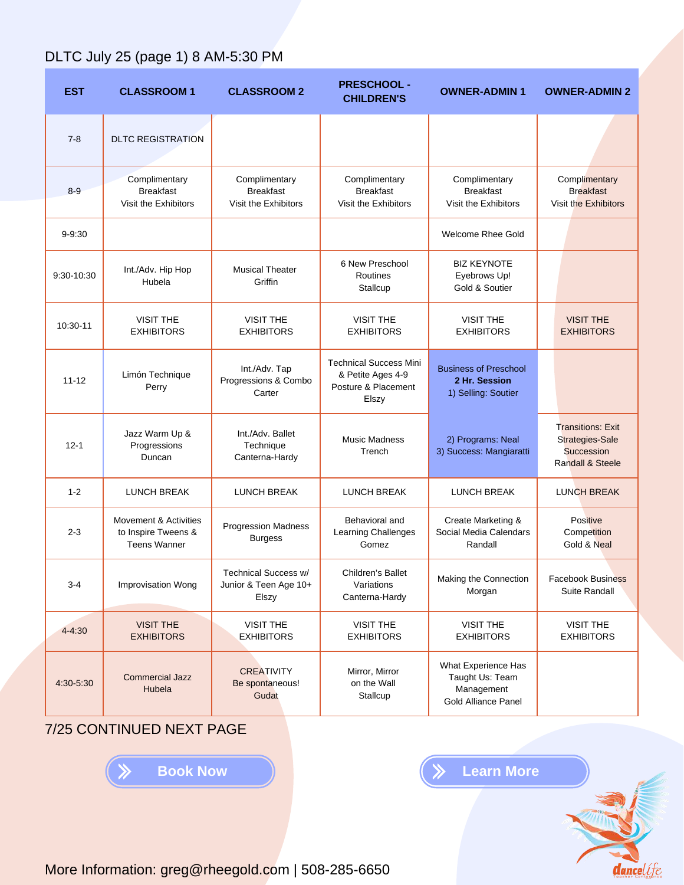DLTC July 25 (page 1) 8 AM-5:30 PM

| EST | CLASSROOM 1 | CLASSROOM 2 | PRESCHOOL - CHILDREN'S | OWNER-ADMIN 1 | OWNER-ADMIN 2 |
|---|---|---|---|---|---|
| 7-8 | DLTC REGISTRATION | | | | |
| 8-9 | Complimentary Breakfast Visit the Exhibitors | Complimentary Breakfast Visit the Exhibitors | Complimentary Breakfast Visit the Exhibitors | Complimentary Breakfast Visit the Exhibitors | Complimentary Breakfast Visit the Exhibitors |
| 9-9:30 | | | | Welcome Rhee Gold | |
| 9:30-10:30 | Int./Adv. Hip Hop Hubela | Musical Theater Griffin | 6 New Preschool Routines Stallcup | BIZ KEYNOTE Eyebrows Up! Gold & Soutier | |
| 10:30-11 | VISIT THE EXHIBITORS | VISIT THE EXHIBITORS | VISIT THE EXHIBITORS | VISIT THE EXHIBITORS | VISIT THE EXHIBITORS |
| 11-12 | Limón Technique Perry | Int./Adv. Tap Progressions & Combo Carter | Technical Success Mini & Petite Ages 4-9 Posture & Placement Elszy | Business of Preschool **2 Hr. Session** 1) Selling: Soutier | |
| 12-1 | Jazz Warm Up & Progressions Duncan | Int./Adv. Ballet Technique Canterna-Hardy | Music Madness Trench | 2) Programs: Neal 3) Success: Mangiaratti | Transitions: Exit Strategies-Sale Succession Randall & Steele |
| 1-2 | LUNCH BREAK | LUNCH BREAK | LUNCH BREAK | LUNCH BREAK | LUNCH BREAK |
| 2-3 | Movement & Activities to Inspire Tweens & Teens Wanner | Progression Madness Burgess | Behavioral and Learning Challenges Gomez | Create Marketing & Social Media Calendars Randall | Positive Competition Gold & Neal |
| 3-4 | Improvisation Wong | Technical Success w/ Junior & Teen Age 10+ Elszy | Children's Ballet Variations Canterna-Hardy | Making the Connection Morgan | Facebook Business Suite Randall |
| 4-4:30 | VISIT THE EXHIBITORS | VISIT THE EXHIBITORS | VISIT THE EXHIBITORS | VISIT THE EXHIBITORS | VISIT THE EXHIBITORS |
| 4:30-5:30 | Commercial Jazz Hubela | CREATIVITY Be spontaneous! Gudat | Mirror, Mirror on the Wall Stallcup | What Experience Has Taught Us: Team Management Gold Alliance Panel | |

7/25 CONTINUED NEXT PAGE

Book Now

Learn More

More Information: greg@rheegold.com | 508-285-6650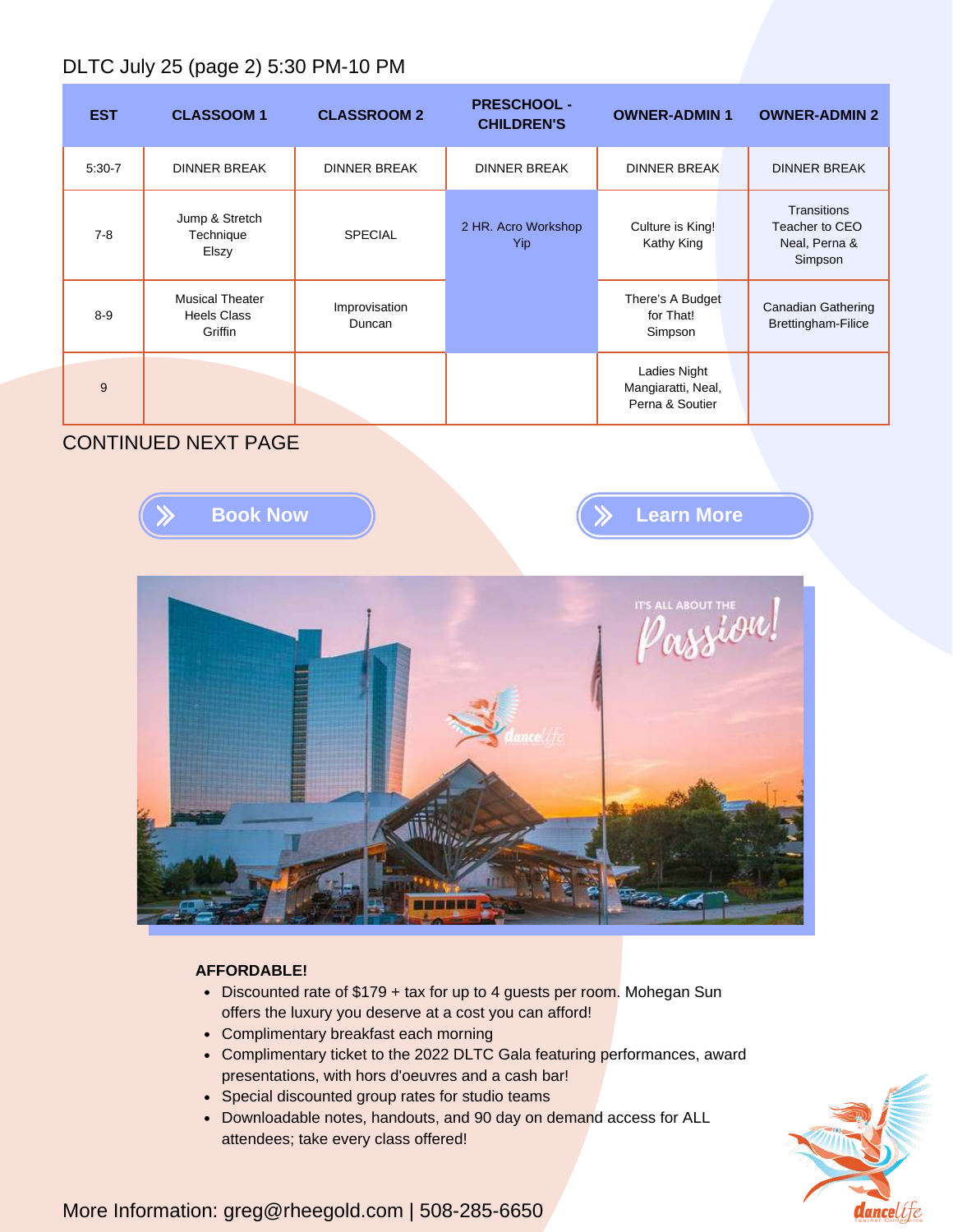DLTC July 25 (page 2) 5:30 PM-10 PM

| EST | CLASSOOM 1 | CLASSROOM 2 | PRESCHOOL - CHILDREN'S | OWNER-ADMIN 1 | OWNER-ADMIN 2 |
|---|---|---|---|---|---|
| 5:30-7 | DINNER BREAK | DINNER BREAK | DINNER BREAK | DINNER BREAK | DINNER BREAK |
| 7-8 | Jump & Stretch Technique Elszy | SPECIAL | 2 HR. Acro Workshop Yip | Culture is King! Kathy King | Transitions Teacher to CEO Neal, Perna & Simpson |
| 8-9 | Musical Theater Heels Class Griffin | Improvisation Duncan | | There's A Budget for That! Simpson | Canadian Gathering Brettingham-Filice |
| 9 | | | | Ladies Night Mangiaratti, Neal, Perna & Soutier | |

CONTINUED NEXT PAGE

Book Now

Learn More

**AFFORDABLE!**

- Discounted rate of $179 + tax for up to 4 guests per room. Mohegan Sun offers the luxury you deserve at a cost you can afford!
- Complimentary breakfast each morning
- Complimentary ticket to the 2022 DLTC Gala featuring performances, award presentations, with hors d'oeuvres and a cash bar!
- Special discounted group rates for studio teams
- Downloadable notes, handouts, and 90 day on demand access for ALL attendees; take every class offered!

More Information: greg@rheegold.com | 508-285-6650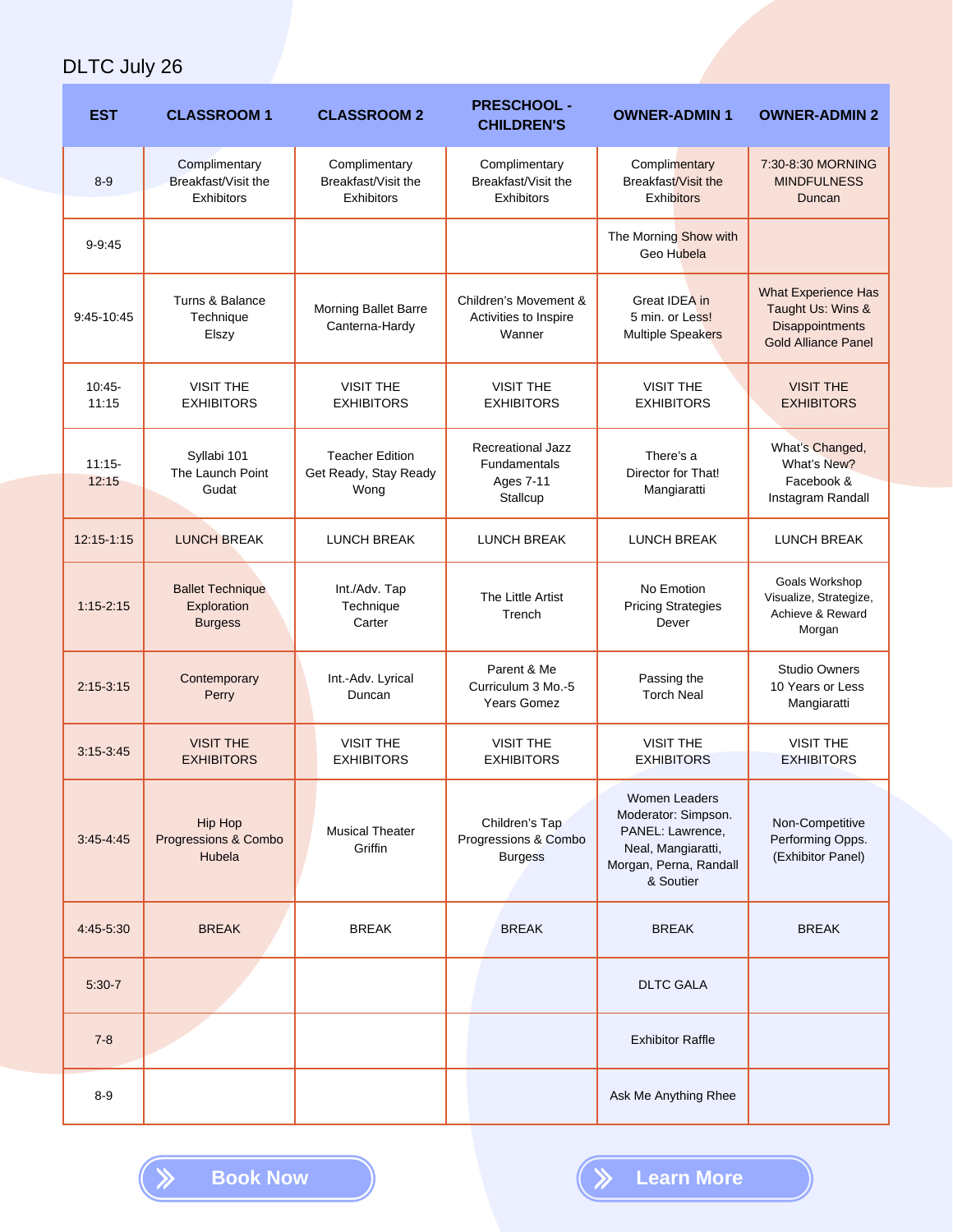DLTC July 26

| EST | CLASSROOM 1 | CLASSROOM 2 | PRESCHOOL - CHILDREN'S | OWNER-ADMIN 1 | OWNER-ADMIN 2 |
|---|---|---|---|---|---|
| 8-9 | Complimentary Breakfast/Visit the Exhibitors | Complimentary Breakfast/Visit the Exhibitors | Complimentary Breakfast/Visit the Exhibitors | Complimentary Breakfast/Visit the Exhibitors | 7:30-8:30 MORNING MINDFULNESS Duncan |
| 9-9:45 | | | | The Morning Show with Geo Hubela | |
| 9:45-10:45 | Turns & Balance Technique Elszy | Morning Ballet Barre Canterna-Hardy | Children's Movement & Activities to Inspire Wanner | Great IDEA in 5 min. or Less! Multiple Speakers | What Experience Has Taught Us: Wins & Disappointments Gold Alliance Panel |
| 10:45-11:15 | VISIT THE EXHIBITORS | VISIT THE EXHIBITORS | VISIT THE EXHIBITORS | VISIT THE EXHIBITORS | VISIT THE EXHIBITORS |
| 11:15-12:15 | Syllabi 101 The Launch Point Gudat | Teacher Edition Get Ready, Stay Ready Wong | Recreational Jazz Fundamentals Ages 7-11 Stallcup | There's a Director for That! Mangiaratti | What's Changed, What's New? Facebook & Instagram Randall |
| 12:15-1:15 | LUNCH BREAK | LUNCH BREAK | LUNCH BREAK | LUNCH BREAK | LUNCH BREAK |
| 1:15-2:15 | Ballet Technique Exploration Burgess | Int./Adv. Tap Technique Carter | The Little Artist Trench | No Emotion Pricing Strategies Dever | Goals Workshop Visualize, Strategize, Achieve & Reward Morgan |
| 2:15-3:15 | Contemporary Perry | Int.-Adv. Lyrical Duncan | Parent & Me Curriculum 3 Mo.-5 Years Gomez | Passing the Torch Neal | Studio Owners 10 Years or Less Mangiaratti |
| 3:15-3:45 | VISIT THE EXHIBITORS | VISIT THE EXHIBITORS | VISIT THE EXHIBITORS | VISIT THE EXHIBITORS | VISIT THE EXHIBITORS |
| 3:45-4:45 | Hip Hop Progressions & Combo Hubela | Musical Theater Griffin | Children's Tap Progressions & Combo Burgess | Women Leaders Moderator: Simpson. PANEL: Lawrence, Neal, Mangiaratti, Morgan, Perna, Randall & Soutier | Non-Competitive Performing Opps. (Exhibitor Panel) |
| 4:45-5:30 | BREAK | BREAK | BREAK | BREAK | BREAK |
| 5:30-7 | | | | DLTC GALA | |
| 7-8 | | | | Exhibitor Raffle | |
| 8-9 | | | | Ask Me Anything Rhee | |

Book Now

Learn More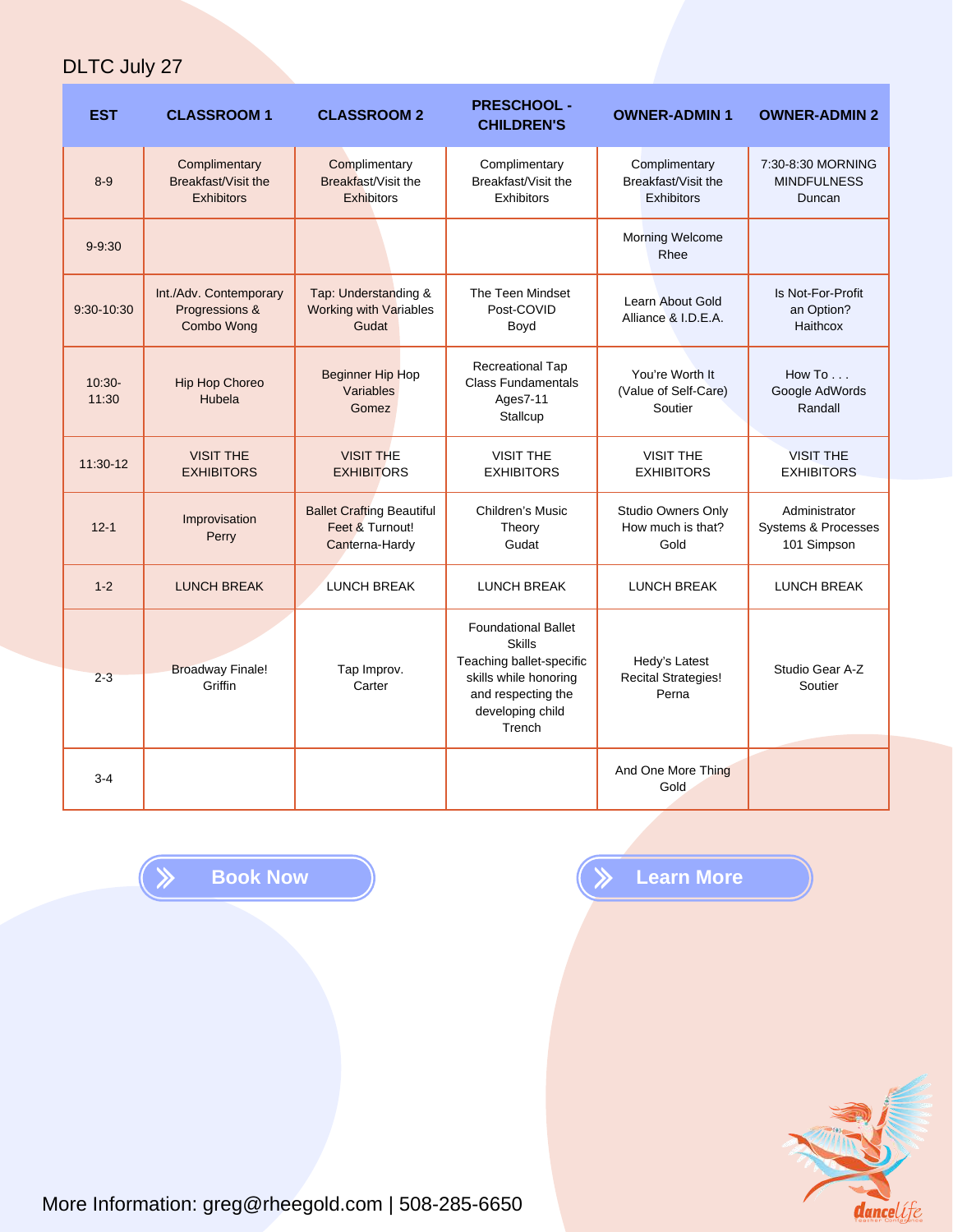DLTC July 27

| EST | CLASSROOM 1 | CLASSROOM 2 | PRESCHOOL - CHILDREN'S | OWNER-ADMIN 1 | OWNER-ADMIN 2 |
|---|---|---|---|---|---|
| 8-9 | Complimentary Breakfast/Visit the Exhibitors | Complimentary Breakfast/Visit the Exhibitors | Complimentary Breakfast/Visit the Exhibitors | Complimentary Breakfast/Visit the Exhibitors | 7:30-8:30 MORNING MINDFULNESS Duncan |
| 9-9:30 | | | | Morning Welcome Rhee | |
| 9:30-10:30 | Int./Adv. Contemporary Progressions & Combo Wong | Tap: Understanding & Working with Variables Gudat | The Teen Mindset Post-COVID Boyd | Learn About Gold Alliance & I.D.E.A. | Is Not-For-Profit an Option? Haithcox |
| 10:30-11:30 | Hip Hop Choreo Hubela | Beginner Hip Hop Variables Gomez | Recreational Tap Class Fundamentals Ages7-11 Stallcup | You're Worth It (Value of Self-Care) Soutier | How To . . . Google AdWords Randall |
| 11:30-12 | VISIT THE EXHIBITORS | VISIT THE EXHIBITORS | VISIT THE EXHIBITORS | VISIT THE EXHIBITORS | VISIT THE EXHIBITORS |
| 12-1 | Improvisation Perry | Ballet Crafting Beautiful Feet & Turnout! Canterna-Hardy | Children's Music Theory Gudat | Studio Owners Only How much is that? Gold | Administrator Systems & Processes 101 Simpson |
| 1-2 | LUNCH BREAK | LUNCH BREAK | LUNCH BREAK | LUNCH BREAK | LUNCH BREAK |
| 2-3 | Broadway Finale! Griffin | Tap Improv. Carter | Foundational Ballet Skills Teaching ballet-specific skills while honoring and respecting the developing child Trench | Hedy's Latest Recital Strategies! Perna | Studio Gear A-Z Soutier |
| 3-4 | | | | And One More Thing Gold | |

Book Now

Learn More

More Information: greg@rheegold.com | 508-285-6650